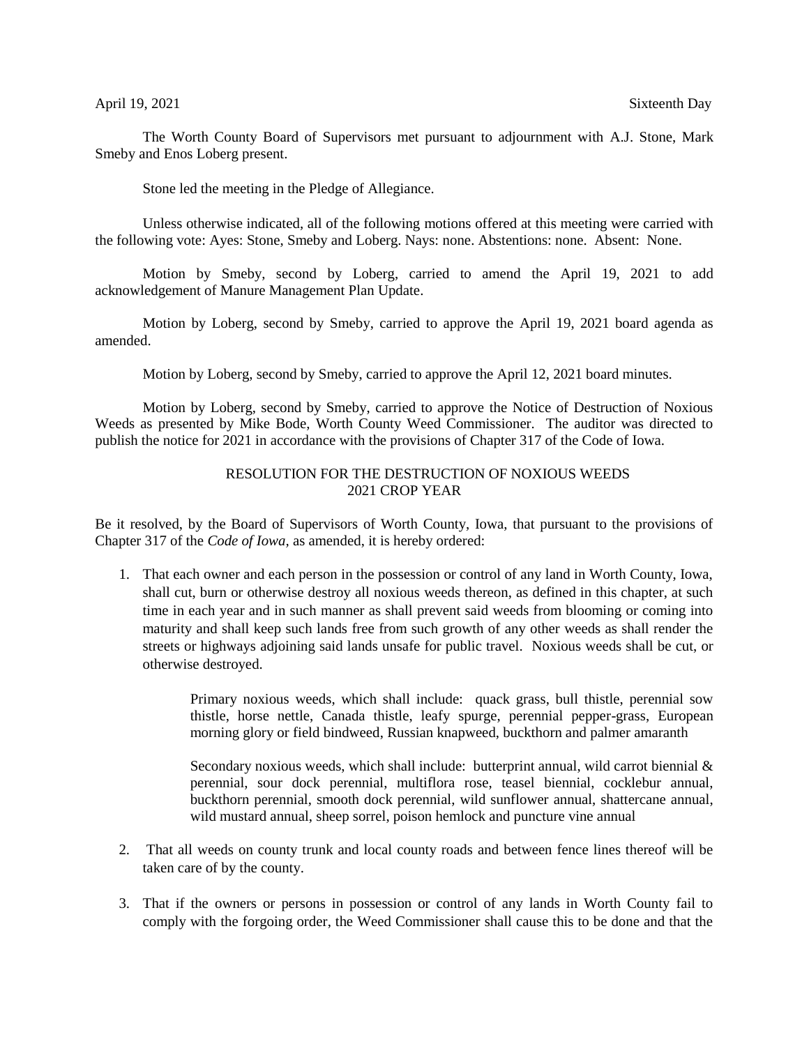April 19, 2021 Sixteenth Day

The Worth County Board of Supervisors met pursuant to adjournment with A.J. Stone, Mark Smeby and Enos Loberg present.

Stone led the meeting in the Pledge of Allegiance.

Unless otherwise indicated, all of the following motions offered at this meeting were carried with the following vote: Ayes: Stone, Smeby and Loberg. Nays: none. Abstentions: none. Absent: None.

Motion by Smeby, second by Loberg, carried to amend the April 19, 2021 to add acknowledgement of Manure Management Plan Update.

Motion by Loberg, second by Smeby, carried to approve the April 19, 2021 board agenda as amended.

Motion by Loberg, second by Smeby, carried to approve the April 12, 2021 board minutes.

Motion by Loberg, second by Smeby, carried to approve the Notice of Destruction of Noxious Weeds as presented by Mike Bode, Worth County Weed Commissioner. The auditor was directed to publish the notice for 2021 in accordance with the provisions of Chapter 317 of the Code of Iowa.

## RESOLUTION FOR THE DESTRUCTION OF NOXIOUS WEEDS
## 2021 CROP YEAR

Be it resolved, by the Board of Supervisors of Worth County, Iowa, that pursuant to the provisions of Chapter 317 of the *Code of Iowa*, as amended, it is hereby ordered:

1. That each owner and each person in the possession or control of any land in Worth County, Iowa, shall cut, burn or otherwise destroy all noxious weeds thereon, as defined in this chapter, at such time in each year and in such manner as shall prevent said weeds from blooming or coming into maturity and shall keep such lands free from such growth of any other weeds as shall render the streets or highways adjoining said lands unsafe for public travel. Noxious weeds shall be cut, or otherwise destroyed.

   Primary noxious weeds, which shall include: quack grass, bull thistle, perennial sow thistle, horse nettle, Canada thistle, leafy spurge, perennial pepper-grass, European morning glory or field bindweed, Russian knapweed, buckthorn and palmer amaranth

   Secondary noxious weeds, which shall include: butterprint annual, wild carrot biennial & perennial, sour dock perennial, multiflora rose, teasel biennial, cocklebur annual, buckthorn perennial, smooth dock perennial, wild sunflower annual, shattercane annual, wild mustard annual, sheep sorrel, poison hemlock and puncture vine annual

2. That all weeds on county trunk and local county roads and between fence lines thereof will be taken care of by the county.

3. That if the owners or persons in possession or control of any lands in Worth County fail to comply with the forgoing order, the Weed Commissioner shall cause this to be done and that the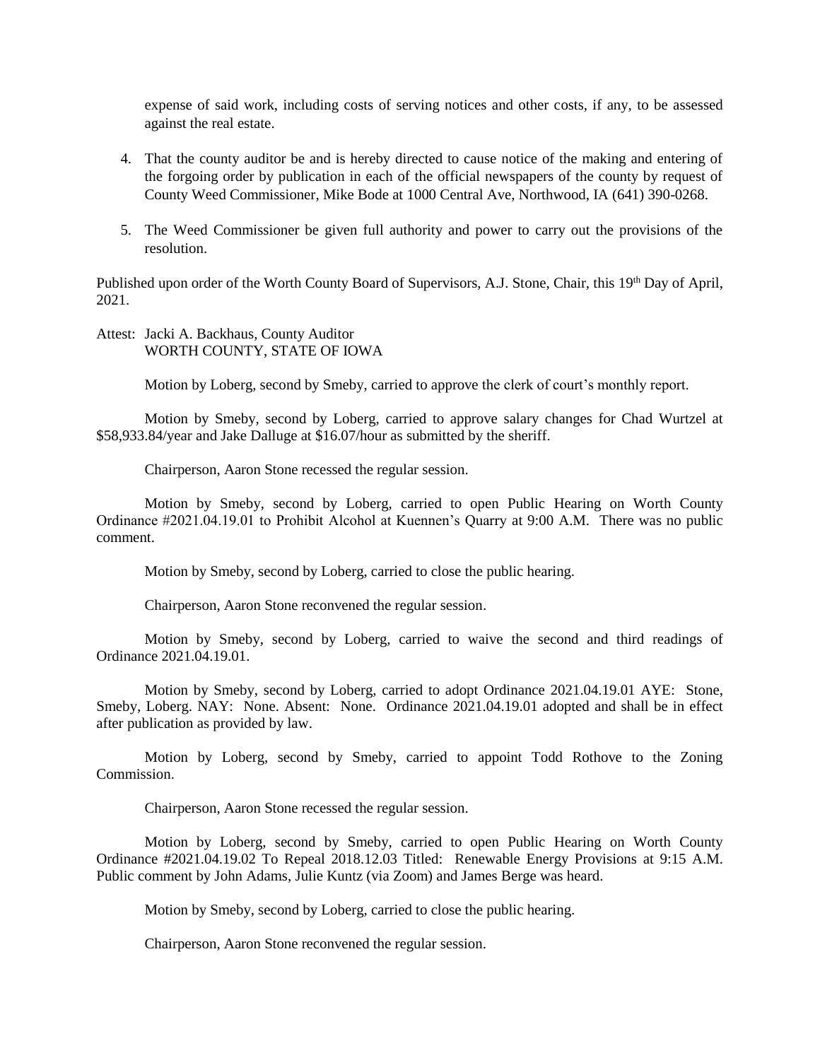expense of said work, including costs of serving notices and other costs, if any, to be assessed against the real estate.

4. That the county auditor be and is hereby directed to cause notice of the making and entering of the forgoing order by publication in each of the official newspapers of the county by request of County Weed Commissioner, Mike Bode at 1000 Central Ave, Northwood, IA (641) 390-0268.

5. The Weed Commissioner be given full authority and power to carry out the provisions of the resolution.

Published upon order of the Worth County Board of Supervisors, A.J. Stone, Chair, this 19th Day of April, 2021.

Attest: Jacki A. Backhaus, County Auditor
WORTH COUNTY, STATE OF IOWA

Motion by Loberg, second by Smeby, carried to approve the clerk of court's monthly report.

Motion by Smeby, second by Loberg, carried to approve salary changes for Chad Wurtzel at $58,933.84/year and Jake Dalluge at $16.07/hour as submitted by the sheriff.

Chairperson, Aaron Stone recessed the regular session.

Motion by Smeby, second by Loberg, carried to open Public Hearing on Worth County Ordinance #2021.04.19.01 to Prohibit Alcohol at Kuennen's Quarry at 9:00 A.M. There was no public comment.

Motion by Smeby, second by Loberg, carried to close the public hearing.

Chairperson, Aaron Stone reconvened the regular session.

Motion by Smeby, second by Loberg, carried to waive the second and third readings of Ordinance 2021.04.19.01.

Motion by Smeby, second by Loberg, carried to adopt Ordinance 2021.04.19.01 AYE: Stone, Smeby, Loberg. NAY: None. Absent: None. Ordinance 2021.04.19.01 adopted and shall be in effect after publication as provided by law.

Motion by Loberg, second by Smeby, carried to appoint Todd Rothove to the Zoning Commission.

Chairperson, Aaron Stone recessed the regular session.

Motion by Loberg, second by Smeby, carried to open Public Hearing on Worth County Ordinance #2021.04.19.02 To Repeal 2018.12.03 Titled: Renewable Energy Provisions at 9:15 A.M. Public comment by John Adams, Julie Kuntz (via Zoom) and James Berge was heard.

Motion by Smeby, second by Loberg, carried to close the public hearing.

Chairperson, Aaron Stone reconvened the regular session.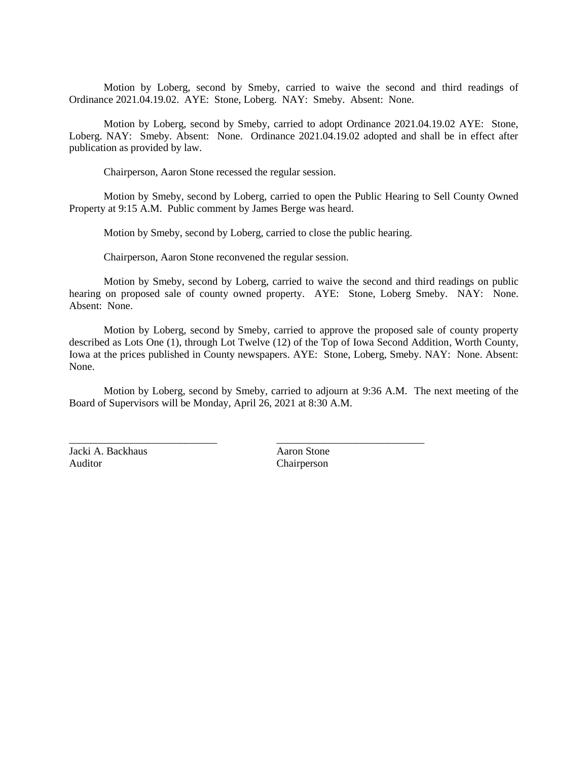Motion by Loberg, second by Smeby, carried to waive the second and third readings of Ordinance 2021.04.19.02. AYE: Stone, Loberg. NAY: Smeby. Absent: None.

Motion by Loberg, second by Smeby, carried to adopt Ordinance 2021.04.19.02 AYE: Stone, Loberg. NAY: Smeby. Absent: None. Ordinance 2021.04.19.02 adopted and shall be in effect after publication as provided by law.

Chairperson, Aaron Stone recessed the regular session.

Motion by Smeby, second by Loberg, carried to open the Public Hearing to Sell County Owned Property at 9:15 A.M. Public comment by James Berge was heard.

Motion by Smeby, second by Loberg, carried to close the public hearing.

Chairperson, Aaron Stone reconvened the regular session.

Motion by Smeby, second by Loberg, carried to waive the second and third readings on public hearing on proposed sale of county owned property. AYE: Stone, Loberg Smeby. NAY: None. Absent: None.

Motion by Loberg, second by Smeby, carried to approve the proposed sale of county property described as Lots One (1), through Lot Twelve (12) of the Top of Iowa Second Addition, Worth County, Iowa at the prices published in County newspapers. AYE: Stone, Loberg, Smeby. NAY: None. Absent: None.

Motion by Loberg, second by Smeby, carried to adjourn at 9:36 A.M. The next meeting of the Board of Supervisors will be Monday, April 26, 2021 at 8:30 A.M.

| | |
|---|---|
| \_\_\_\_\_\_\_\_\_\_\_\_\_\_\_\_\_\_\_\_\_\_\_\_\_\_\_\_\_ | \_\_\_\_\_\_\_\_\_\_\_\_\_\_\_\_\_\_\_\_\_\_\_\_\_\_\_\_\_ |
| Jacki A. Backhaus | Aaron Stone |
| Auditor | Chairperson |